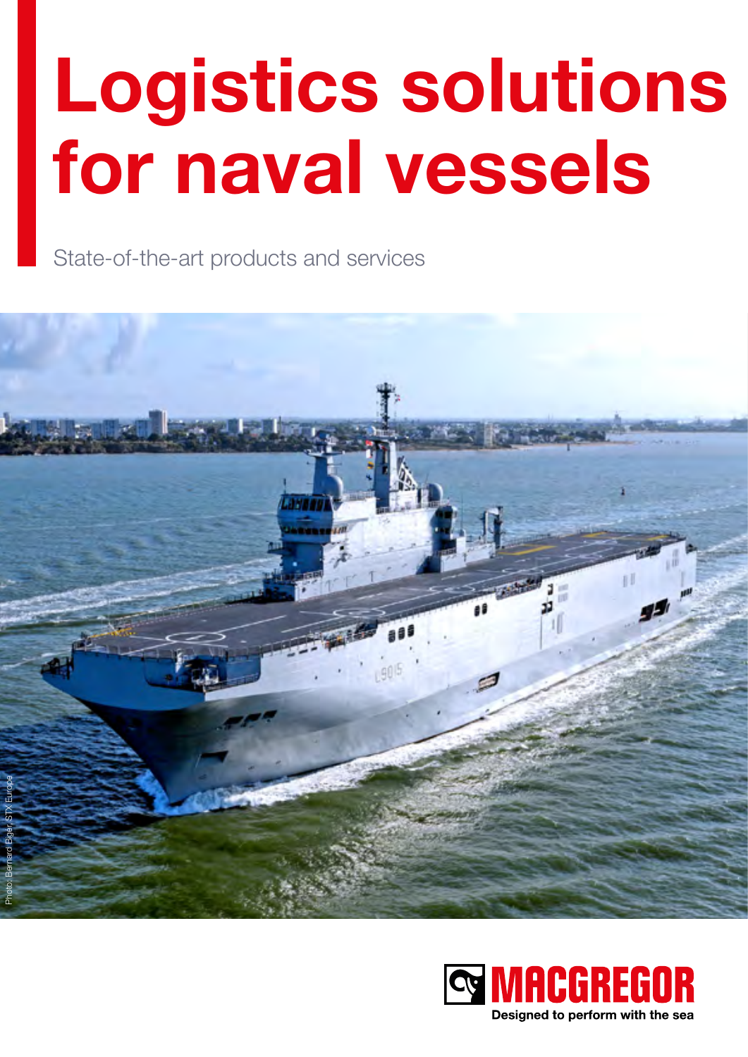# Logistics solutions for naval vessels

State-of-the-art products and services

Photo: Bernard Biger, STX Europe

MACGREGOR

Designed to perform with the sea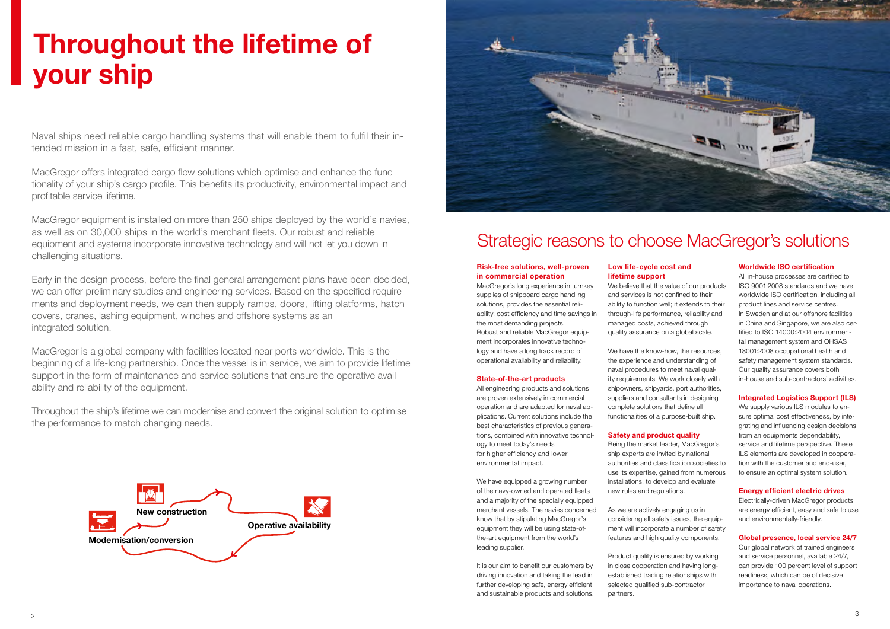# Throughout the lifetime of your ship

Naval ships need reliable cargo handling systems that will enable them to fulfil their intended mission in a fast, safe, efficient manner.

MacGregor offers integrated cargo flow solutions which optimise and enhance the functionality of your ship's cargo profile. This benefits its productivity, environmental impact and profitable service lifetime.

MacGregor equipment is installed on more than 250 ships deployed by the world's navies, as well as on 30,000 ships in the world's merchant fleets. Our robust and reliable equipment and systems incorporate innovative technology and will not let you down in challenging situations.

Early in the design process, before the final general arrangement plans have been decided, we can offer preliminary studies and engineering services. Based on the specified requirements and deployment needs, we can then supply ramps, doors, lifting platforms, hatch covers, cranes, lashing equipment, winches and offshore systems as an integrated solution.

MacGregor is a global company with facilities located near ports worldwide. This is the beginning of a life-long partnership. Once the vessel is in service, we aim to provide lifetime support in the form of maintenance and service solutions that ensure the operative availability and reliability of the equipment.

Throughout the ship's lifetime we can modernise and convert the original solution to optimise the performance to match changing needs.

New construction

Operative availability

Modernisation/conversion

## Strategic reasons to choose MacGregor's solutions

**Risk-free solutions, well-proven in commercial operation**

MacGregor's long experience in turnkey supplies of shipboard cargo handling solutions, provides the essential reliability, cost efficiency and time savings in the most demanding projects. Robust and reliable MacGregor equipment incorporates innovative technology and have a long track record of operational availability and reliability.

**State-of-the-art products**

All engineering products and solutions are proven extensively in commercial operation and are adapted for naval applications. Current solutions include the best characteristics of previous generations, combined with innovative technology to meet today's needs for higher efficiency and lower environmental impact.

We have equipped a growing number of the navy-owned and operated fleets and a majority of the specially equipped merchant vessels. The navies concerned know that by stipulating MacGregor's equipment they will be using state-of-the-art equipment from the world's leading supplier.

It is our aim to benefit our customers by driving innovation and taking the lead in further developing safe, energy efficient and sustainable products and solutions.

**Low life-cycle cost and lifetime support**

We believe that the value of our products and services is not confined to their ability to function well; it extends to their through-life performance, reliability and managed costs, achieved through quality assurance on a global scale.

We have the know-how, the resources, the experience and understanding of naval procedures to meet naval quality requirements. We work closely with shipowners, shipyards, port authorities, suppliers and consultants in designing complete solutions that define all functionalities of a purpose-built ship.

**Safety and product quality**

Being the market leader, MacGregor's ship experts are invited by national authorities and classification societies to use its expertise, gained from numerous installations, to develop and evaluate new rules and regulations.

As we are actively engaging us in considering all safety issues, the equipment will incorporate a number of safety features and high quality components.

Product quality is ensured by working in close cooperation and having long-established trading relationships with selected qualified sub-contractor partners.

**Worldwide ISO certification**

All in-house processes are certified to ISO 9001:2008 standards and we have worldwide ISO certification, including all product lines and service centres. In Sweden and at our offshore facilities in China and Singapore, we are also certified to ISO 14000:2004 environmental management system and OHSAS 18001:2008 occupational health and safety management system standards. Our quality assurance covers both in-house and sub-contractors' activities.

**Integrated Logistics Support (ILS)**

We supply various ILS modules to ensure optimal cost effectiveness, by integrating and influencing design decisions from an equipments dependability, service and lifetime perspective. These ILS elements are developed in cooperation with the customer and end-user, to ensure an optimal system solution.

**Energy efficient electric drives**

Electrically-driven MacGregor products are energy efficient, easy and safe to use and environmentally-friendly.

**Global presence, local service 24/7**

Our global network of trained engineers and service personnel, available 24/7, can provide 100 percent level of support readiness, which can be of decisive importance to naval operations.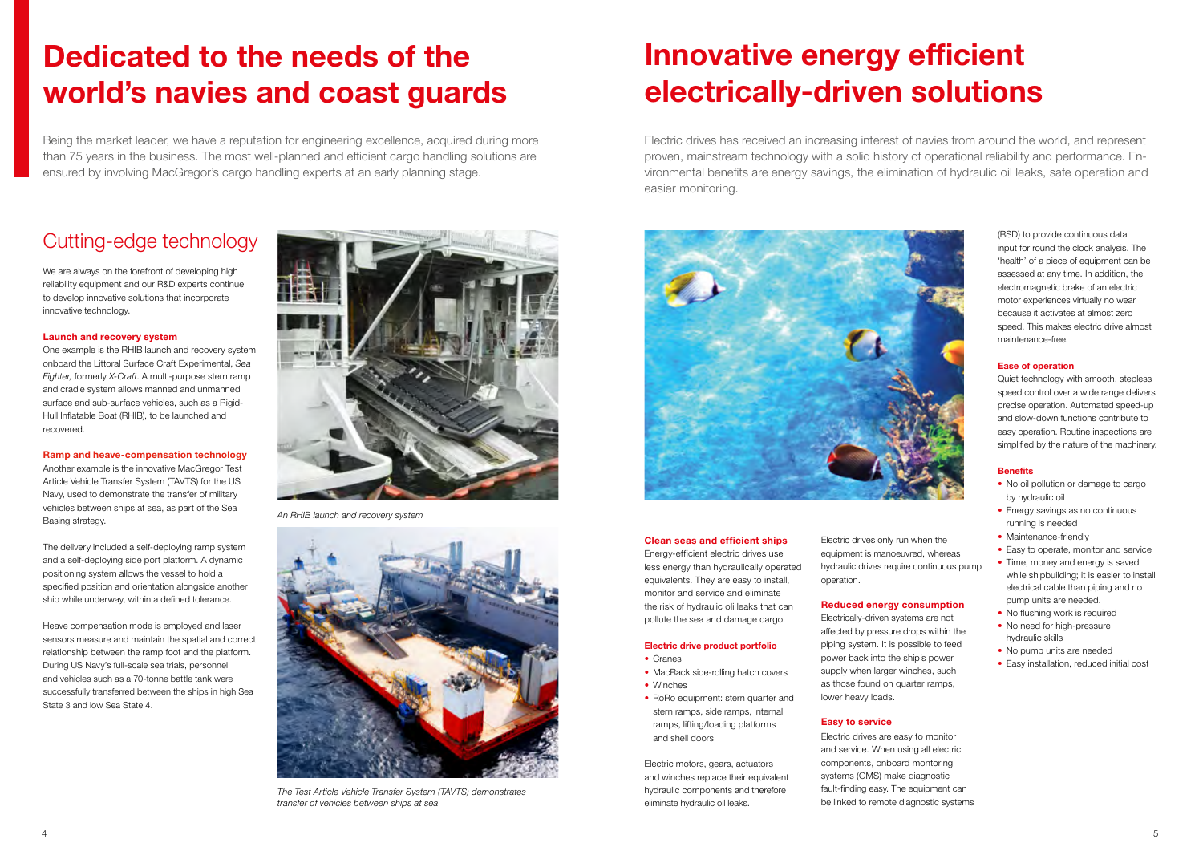# Dedicated to the needs of the world's navies and coast guards

Being the market leader, we have a reputation for engineering excellence, acquired during more than 75 years in the business. The most well-planned and efficient cargo handling solutions are ensured by involving MacGregor's cargo handling experts at an early planning stage.

## Cutting-edge technology

We are always on the forefront of developing high reliability equipment and our R&D experts continue to develop innovative solutions that incorporate innovative technology.

**Launch and recovery system**

One example is the RHIB launch and recovery system onboard the Littoral Surface Craft Experimental, *Sea Fighter,* formerly *X-Craft*. A multi-purpose stern ramp and cradle system allows manned and unmanned surface and sub-surface vehicles, such as a Rigid-Hull Inflatable Boat (RHIB), to be launched and recovered.

**Ramp and heave-compensation technology**

Another example is the innovative MacGregor Test Article Vehicle Transfer System (TAVTS) for the US Navy, used to demonstrate the transfer of military vehicles between ships at sea, as part of the Sea Basing strategy.

The delivery included a self-deploying ramp system and a self-deploying side port platform. A dynamic positioning system allows the vessel to hold a specified position and orientation alongside another ship while underway, within a defined tolerance.

Heave compensation mode is employed and laser sensors measure and maintain the spatial and correct relationship between the ramp foot and the platform. During US Navy's full-scale sea trials, personnel and vehicles such as a 70-tonne battle tank were successfully transferred between the ships in high Sea State 3 and low Sea State 4.

*An RHIB launch and recovery system*

*The Test Article Vehicle Transfer System (TAVTS) demonstrates transfer of vehicles between ships at sea*

# Innovative energy efficient electrically-driven solutions

Electric drives has received an increasing interest of navies from around the world, and represent proven, mainstream technology with a solid history of operational reliability and performance. Environmental benefits are energy savings, the elimination of hydraulic oil leaks, safe operation and easier monitoring.

**Clean seas and efficient ships**

Energy-efficient electric drives use less energy than hydraulically operated equivalents. They are easy to install, monitor and service and eliminate the risk of hydraulic oli leaks that can pollute the sea and damage cargo.

**Electric drive product portfolio**

- Cranes
- MacRack side-rolling hatch covers
- Winches
- RoRo equipment: stern quarter and stern ramps, side ramps, internal ramps, lifting/loading platforms and shell doors

Electric motors, gears, actuators and winches replace their equivalent hydraulic components and therefore eliminate hydraulic oil leaks.

Electric drives only run when the equipment is manoeuvred, whereas hydraulic drives require continuous pump operation.

**Reduced energy consumption**

Electrically-driven systems are not affected by pressure drops within the piping system. It is possible to feed power back into the ship's power supply when larger winches, such as those found on quarter ramps, lower heavy loads.

**Easy to service**

Electric drives are easy to monitor and service. When using all electric components, onboard montoring systems (OMS) make diagnostic fault-finding easy. The equipment can be linked to remote diagnostic systems (RSD) to provide continuous data input for round the clock analysis. The 'health' of a piece of equipment can be assessed at any time. In addition, the electromagnetic brake of an electric motor experiences virtually no wear because it activates at almost zero speed. This makes electric drive almost maintenance-free.

**Ease of operation**

Quiet technology with smooth, stepless speed control over a wide range delivers precise operation. Automated speed-up and slow-down functions contribute to easy operation. Routine inspections are simplified by the nature of the machinery.

**Benefits**

- No oil pollution or damage to cargo by hydraulic oil
- Energy savings as no continuous running is needed
- Maintenance-friendly
- Easy to operate, monitor and service
- Time, money and energy is saved while shipbuilding; it is easier to install electrical cable than piping and no pump units are needed.
- No flushing work is required
- No need for high-pressure hydraulic skills
- No pump units are needed
- Easy installation, reduced initial cost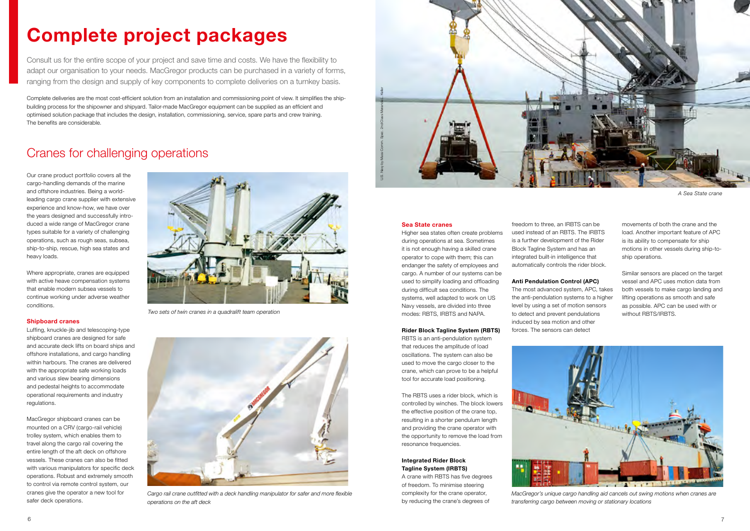# Complete project packages

Consult us for the entire scope of your project and save time and costs. We have the flexibility to adapt our organisation to your needs. MacGregor products can be purchased in a variety of forms, ranging from the design and supply of key components to complete deliveries on a turnkey basis.

Complete deliveries are the most cost-efficient solution from an installation and commissioning point of view. It simplifies the ship-building process for the shipowner and shipyard. Tailor-made MacGregor equipment can be supplied as an efficient and optimised solution package that includes the design, installation, commissioning, service, spare parts and crew training. The benefits are considerable.

## Cranes for challenging operations

Our crane product portfolio covers all the cargo-handling demands of the marine and offshore industries. Being a world-leading cargo crane supplier with extensive experience and know-how, we have over the years designed and successfully introduced a wide range of MacGregor crane types suitable for a variety of challenging operations, such as rough seas, subsea, ship-to-ship, rescue, high sea states and heavy loads.

Where appropriate, cranes are equipped with active heave compensation systems that enable modern subsea vessels to continue working under adverse weather conditions.

*Two sets of twin cranes in a quadralift team operation*

### Shipboard cranes

Luffing, knuckle-jib and telescoping-type shipboard cranes are designed for safe and accurate deck lifts on board ships and offshore installations, and cargo handling within harbours. The cranes are delivered with the appropriate safe working loads and various slew bearing dimensions and pedestal heights to accommodate operational requirements and industry regulations.

MacGregor shipboard cranes can be mounted on a CRV (cargo-rail vehicle) trolley system, which enables them to travel along the cargo rail covering the entire length of the aft deck on offshore vessels. These cranes can also be fitted with various manipulators for specific deck operations. Robust and extremely smooth to control via remote control system, our cranes give the operator a new tool for safer deck operations.

*Cargo rail crane outfitted with a deck handling manipulator for safer and more flexible operations on the aft deck*

U.S. Navy by Mass Comm. Spec. 2nd Class Marcus L. Keller

*A Sea State crane*

### Sea State cranes

Higher sea states often create problems during operations at sea. Sometimes it is not enough having a skilled crane operator to cope with them; this can endanger the safety of employees and cargo. A number of our systems can be used to simplify loading and offloading during difficult sea conditions. The systems, well adapted to work on US Navy vessels, are divided into three modes: RBTS, IRBTS and NAPA.

**Rider Block Tagline System (RBTS)**

RBTS is an anti-pendulation system that reduces the amplitude of load oscillations. The system can also be used to move the cargo closer to the crane, which can prove to be a helpful tool for accurate load positioning.

The RBTS uses a rider block, which is controlled by winches. The block lowers the effective position of the crane top, resulting in a shorter pendulum length and providing the crane operator with the opportunity to remove the load from resonance frequencies.

**Integrated Rider Block Tagline System (IRBTS)**

A crane with RBTS has five degrees of freedom. To minimise steering complexity for the crane operator, by reducing the crane's degrees of freedom to three, an IRBTS can be used instead of an RBTS. The IRBTS is a further development of the Rider Block Tagline System and has an integrated built-in intelligence that automatically controls the rider block.

**Anti Pendulation Control (APC)**

The most advanced system, APC, takes the anti-pendulation systems to a higher level by using a set of motion sensors to detect and prevent pendulations induced by sea motion and other forces. The sensors can detect movements of both the crane and the load. Another important feature of APC is its ability to compensate for ship motions in other vessels during ship-to-ship operations.

Similar sensors are placed on the target vessel and APC uses motion data from both vessels to make cargo landing and lifting operations as smooth and safe as possible. APC can be used with or without RBTS/IRBTS.

*MacGregor's unique cargo handling aid cancels out swing motions when cranes are transferring cargo between moving or stationary locations*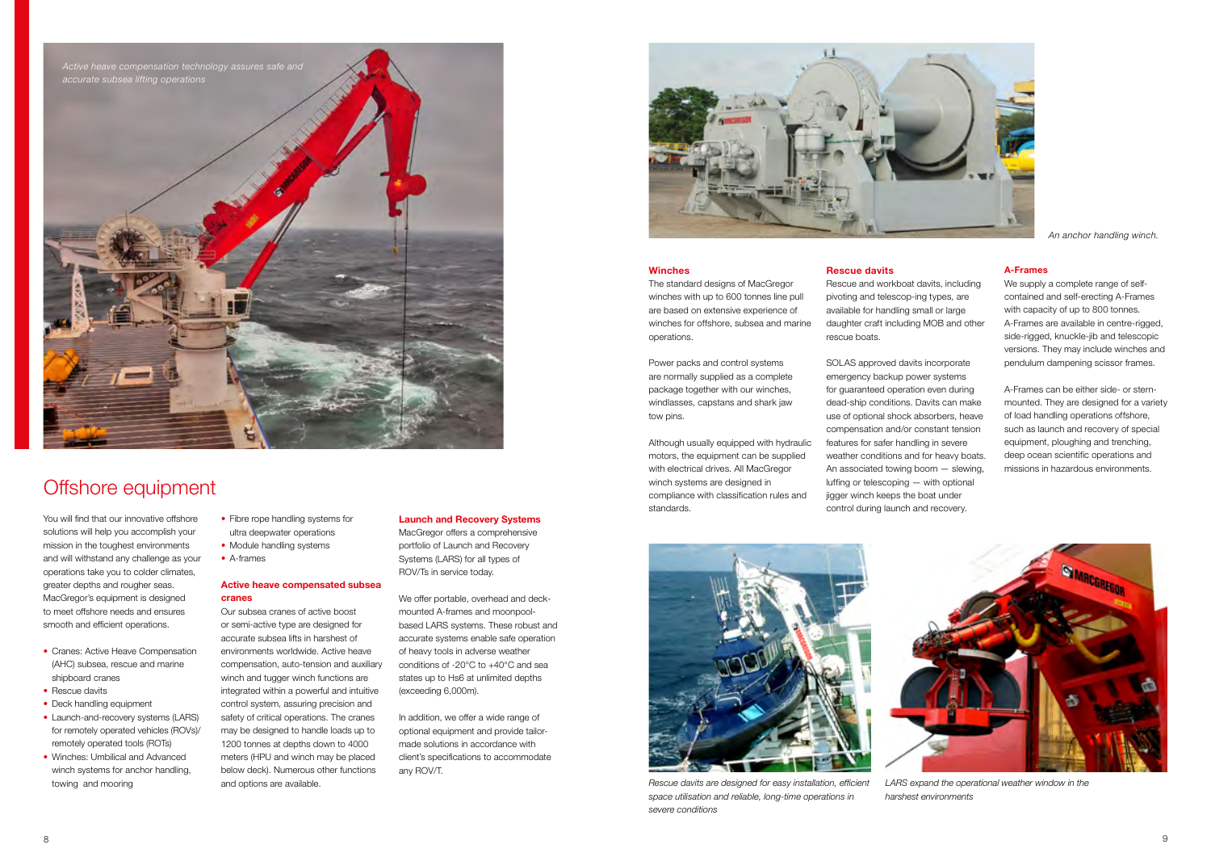*Active heave compensation technology assures safe and accurate subsea lifting operations*

# Offshore equipment

You will find that our innovative offshore solutions will help you accomplish your mission in the toughest environments and will withstand any challenge as your operations take you to colder climates, greater depths and rougher seas. MacGregor's equipment is designed to meet offshore needs and ensures smooth and efficient operations.

- Cranes: Active Heave Compensation (AHC) subsea, rescue and marine shipboard cranes
- Rescue davits
- Deck handling equipment
- Launch-and-recovery systems (LARS) for remotely operated vehicles (ROVs)/ remotely operated tools (ROTs)
- Winches: Umbilical and Advanced winch systems for anchor handling, towing and mooring
- Fibre rope handling systems for ultra deepwater operations
- Module handling systems
- A-frames

## Active heave compensated subsea cranes

Our subsea cranes of active boost or semi-active type are designed for accurate subsea lifts in harshest of environments worldwide. Active heave compensation, auto-tension and auxiliary winch and tugger winch functions are integrated within a powerful and intuitive control system, assuring precision and safety of critical operations. The cranes may be designed to handle loads up to 1200 tonnes at depths down to 4000 meters (HPU and winch may be placed below deck). Numerous other functions and options are available.

## Launch and Recovery Systems

MacGregor offers a comprehensive portfolio of Launch and Recovery Systems (LARS) for all types of ROV/Ts in service today.

We offer portable, overhead and deck-mounted A-frames and moonpool-based LARS systems. These robust and accurate systems enable safe operation of heavy tools in adverse weather conditions of -20°C to +40°C and sea states up to Hs6 at unlimited depths (exceeding 6,000m).

In addition, we offer a wide range of optional equipment and provide tailor-made solutions in accordance with client's specifications to accommodate any ROV/T.

*An anchor handling winch.*

## Winches

The standard designs of MacGregor winches with up to 600 tonnes line pull are based on extensive experience of winches for offshore, subsea and marine operations.

Power packs and control systems are normally supplied as a complete package together with our winches, windlasses, capstans and shark jaw tow pins.

Although usually equipped with hydraulic motors, the equipment can be supplied with electrical drives. All MacGregor winch systems are designed in compliance with classification rules and standards.

## Rescue davits

Rescue and workboat davits, including pivoting and telescop-ing types, are available for handling small or large daughter craft including MOB and other rescue boats.

SOLAS approved davits incorporate emergency backup power systems for guaranteed operation even during dead-ship conditions. Davits can make use of optional shock absorbers, heave compensation and/or constant tension features for safer handling in severe weather conditions and for heavy boats. An associated towing boom — slewing, luffing or telescoping — with optional jigger winch keeps the boat under control during launch and recovery.

## A-Frames

We supply a complete range of self-contained and self-erecting A-Frames with capacity of up to 800 tonnes. A-Frames are available in centre-rigged, side-rigged, knuckle-jib and telescopic versions. They may include winches and pendulum dampening scissor frames.

A-Frames can be either side- or stern-mounted. They are designed for a variety of load handling operations offshore, such as launch and recovery of special equipment, ploughing and trenching, deep ocean scientific operations and missions in hazardous environments.

*Rescue davits are designed for easy installation, efficient space utilisation and reliable, long-time operations in severe conditions*

*LARS expand the operational weather window in the harshest environments*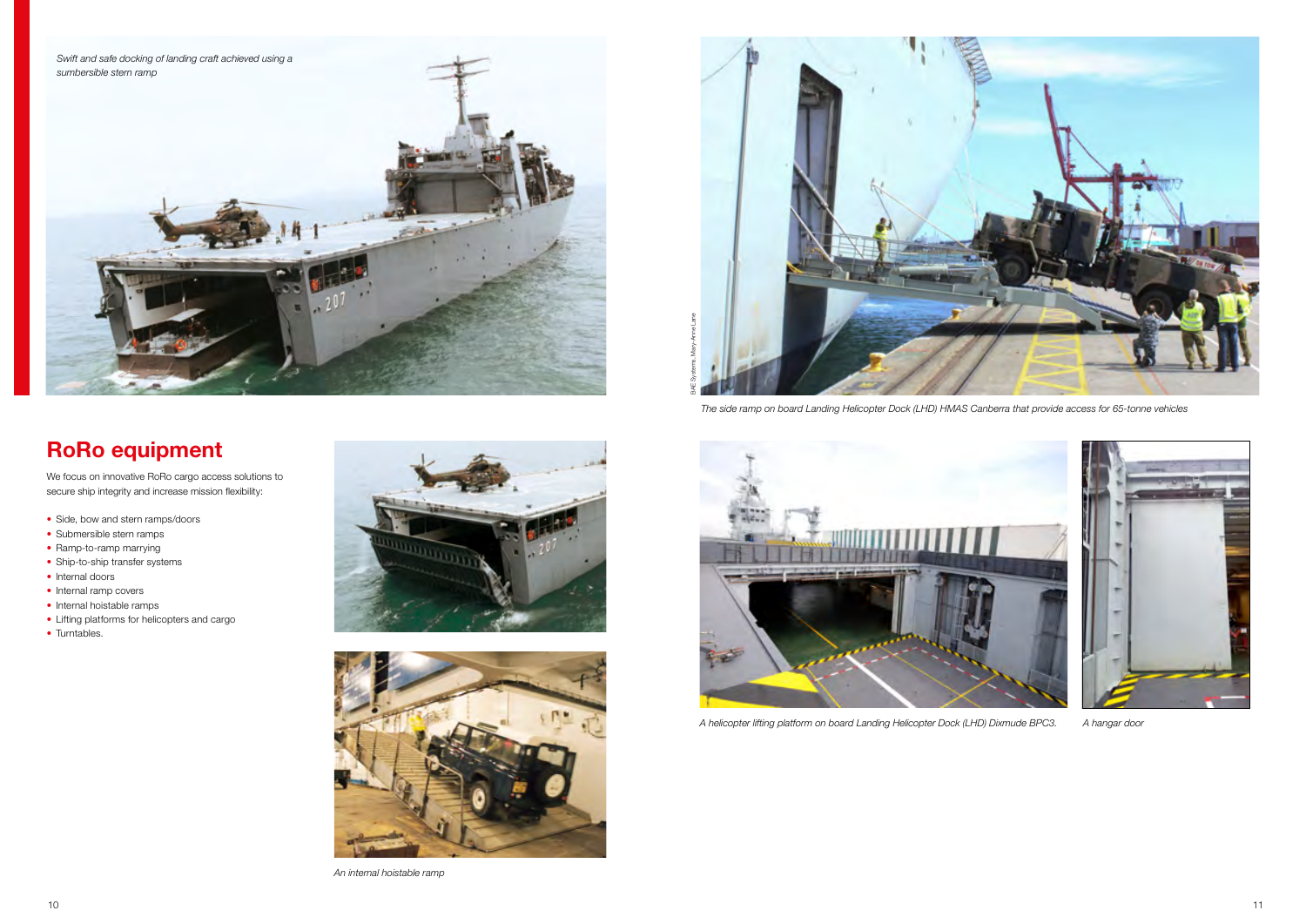Swift and safe docking of landing craft achieved using a sumbersible stern ramp

## RoRo equipment

We focus on innovative RoRo cargo access solutions to secure ship integrity and increase mission flexibility:

- Side, bow and stern ramps/doors
- Submersible stern ramps
- Ramp-to-ramp marrying
- Ship-to-ship transfer systems
- Internal doors
- Internal ramp covers
- Internal hoistable ramps
- Lifting platforms for helicopters and cargo
- Turntables.

An internal hoistable ramp

BAE Systems, Mary-Anne Lane

The side ramp on board Landing Helicopter Dock (LHD) HMAS Canberra that provide access for 65-tonne vehicles

A helicopter lifting platform on board Landing Helicopter Dock (LHD) Dixmude BPC3.

A hangar door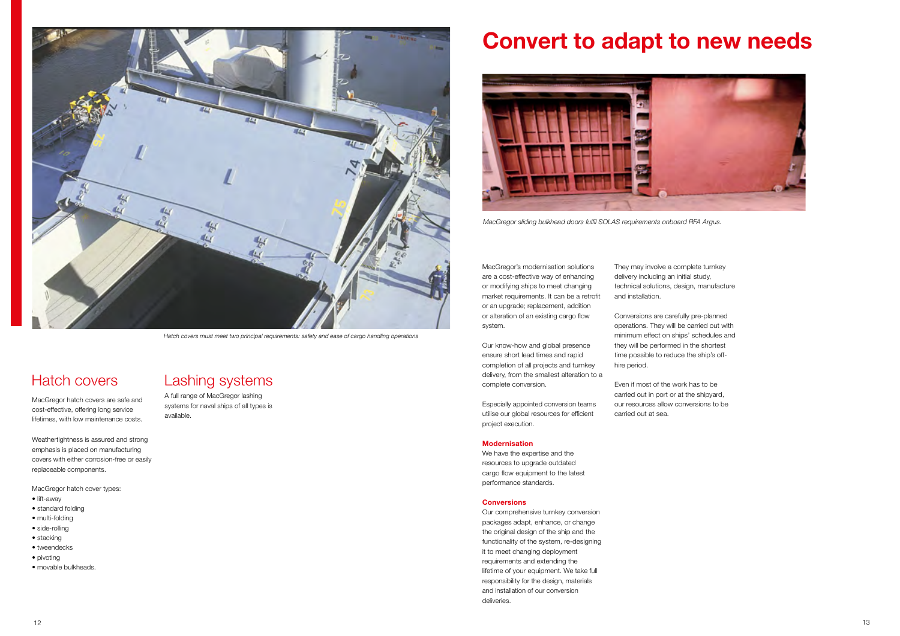*Hatch covers must meet two principal requirements: safety and ease of cargo handling operations*

## Hatch covers

MacGregor hatch covers are safe and cost-effective, offering long service lifetimes, with low maintenance costs.

Weathertightness is assured and strong emphasis is placed on manufacturing covers with either corrosion-free or easily replaceable components.

MacGregor hatch cover types:

- lift-away
- standard folding
- multi-folding
- side-rolling
- stacking
- tweendecks
- pivoting
- movable bulkheads.

## Lashing systems

A full range of MacGregor lashing systems for naval ships of all types is available.

# Convert to adapt to new needs

*MacGregor sliding bulkhead doors fulfil SOLAS requirements onboard RFA Argus.*

MacGregor's modernisation solutions are a cost-effective way of enhancing or modifying ships to meet changing market requirements. It can be a retrofit or an upgrade; replacement, addition or alteration of an existing cargo flow system.

Our know-how and global presence ensure short lead times and rapid completion of all projects and turnkey delivery, from the smallest alteration to a complete conversion.

Especially appointed conversion teams utilise our global resources for efficient project execution.

**Modernisation**

We have the expertise and the resources to upgrade outdated cargo flow equipment to the latest performance standards.

**Conversions**

Our comprehensive turnkey conversion packages adapt, enhance, or change the original design of the ship and the functionality of the system, re-designing it to meet changing deployment requirements and extending the lifetime of your equipment. We take full responsibility for the design, materials and installation of our conversion deliveries.

They may involve a complete turnkey delivery including an initial study, technical solutions, design, manufacture and installation.

Conversions are carefully pre-planned operations. They will be carried out with minimum effect on ships' schedules and they will be performed in the shortest time possible to reduce the ship's off-hire period.

Even if most of the work has to be carried out in port or at the shipyard, our resources allow conversions to be carried out at sea.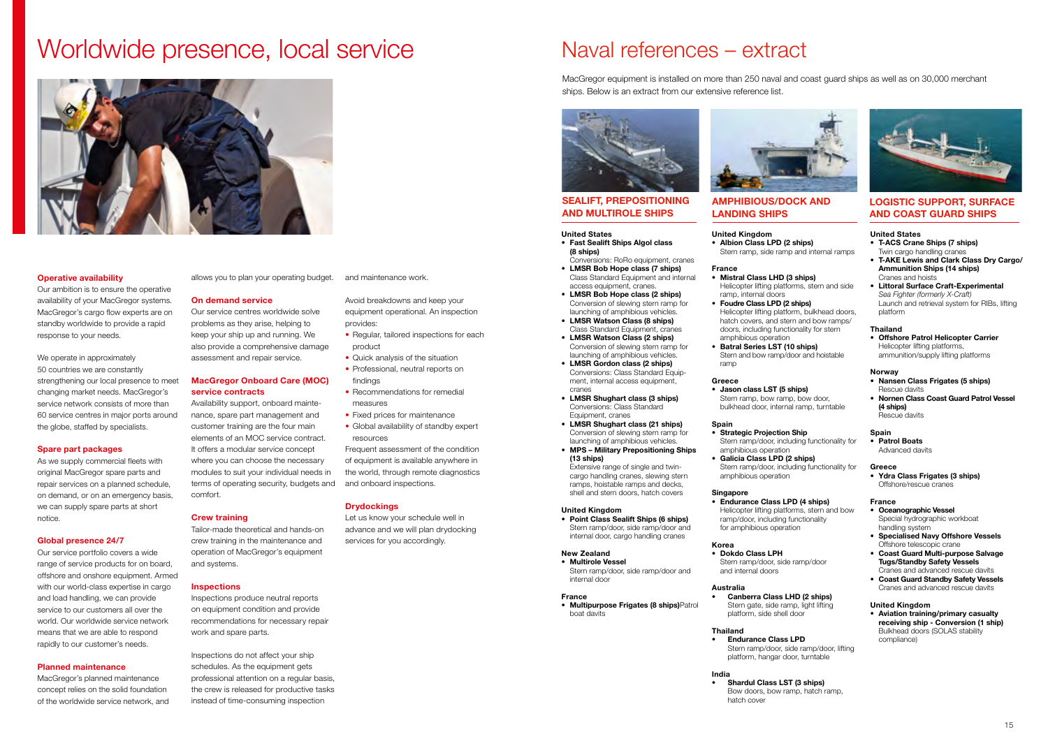# Worldwide presence, local service

### Operative availability

Our ambition is to ensure the operative availability of your MacGregor systems. MacGregor's cargo flow experts are on standby worldwide to provide a rapid response to your needs.

We operate in approximately 50 countries we are constantly strengthening our local presence to meet changing market needs. MacGregor's service network consists of more than 60 service centres in major ports around the globe, staffed by specialists.

### Spare part packages

As we supply commercial fleets with original MacGregor spare parts and repair services on a planned schedule, on demand, or on an emergency basis, we can supply spare parts at short notice.

### Global presence 24/7

Our service portfolio covers a wide range of service products for on board, offshore and onshore equipment. Armed with our world-class expertise in cargo and load handling, we can provide service to our customers all over the world. Our worldwide service network means that we are able to respond rapidly to our customer's needs.

### Planned maintenance

MacGregor's planned maintenance concept relies on the solid foundation of the worldwide service network, and allows you to plan your operating budget.

### On demand service

Our service centres worldwide solve problems as they arise, helping to keep your ship up and running. We also provide a comprehensive damage assessment and repair service.

### MacGregor Onboard Care (MOC) service contracts

Availability support, onboard maintenance, spare part management and customer training are the four main elements of an MOC service contract. It offers a modular service concept where you can choose the necessary modules to suit your individual needs in terms of operating security, budgets and comfort.

### Crew training

Tailor-made theoretical and hands-on crew training in the maintenance and operation of MacGregor's equipment and systems.

### Inspections

Inspections produce neutral reports on equipment condition and provide recommendations for necessary repair work and spare parts.

Inspections do not affect your ship schedules. As the equipment gets professional attention on a regular basis, the crew is released for productive tasks instead of time-consuming inspection and maintenance work.

Avoid breakdowns and keep your equipment operational. An inspection provides:

- Regular, tailored inspections for each product
- Quick analysis of the situation
- Professional, neutral reports on findings
- Recommendations for remedial measures
- Fixed prices for maintenance
- Global availability of standby expert resources

Frequent assessment of the condition of equipment is available anywhere in the world, through remote diagnostics and onboard inspections.

### Drydockings

Let us know your schedule well in advance and we will plan drydocking services for you accordingly.

# Naval references – extract

MacGregor equipment is installed on more than 250 naval and coast guard ships as well as on 30,000 merchant ships. Below is an extract from our extensive reference list.

## SEALIFT, PREPOSITIONING AND MULTIROLE SHIPS

**United States**
- **Fast Sealift Ships Algol class (8 ships)**
  Conversions: RoRo equipment, cranes
- **LMSR Bob Hope class (7 ships)**
  Class Standard Equipment and internal access equipment, cranes.
- **LMSR Bob Hope class (2 ships)**
  Conversion of slewing stern ramp for launching of amphibious vehicles.
- **LMSR Watson Class (8 ships)**
  Class Standard Equipment, cranes
- **LMSR Watson Class (2 ships)**
  Conversion of slewing stern ramp for launching of amphibious vehicles.
- **LMSR Gordon class (2 ships)**
  Conversions: Class Standard Equipment, internal access equipment, cranes
- **LMSR Shughart class (3 ships)**
  Conversions: Class Standard Equipment, cranes
- **LMSR Shughart class (21 ships)**
  Conversion of slewing stern ramp for launching of amphibious vehicles.
- **MPS – Military Prepositioning Ships (13 ships)**
  Extensive range of single and twin-cargo handling cranes, slewing stern ramps, hoistable ramps and decks, shell and stern doors, hatch covers

**United Kingdom**
- **Point Class Sealift Ships (6 ships)**
  Stern ramp/door, side ramp/door and internal door, cargo handling cranes

**New Zealand**
- **Multirole Vessel**
  Stern ramp/door, side ramp/door and internal door

**France**
- **Multipurpose Frigates (8 ships)** Patrol boat davits

## AMPHIBIOUS/DOCK AND LANDING SHIPS

**United Kingdom**
- **Albion Class LPD (2 ships)**
  Stern ramp, side ramp and internal ramps

**France**
- **Mistral Class LHD (3 ships)**
  Helicopter lifting platforms, stern and side ramp, internal doors
- **Foudre Class LPD (2 ships)**
  Helicopter lifting platform, bulkhead doors, hatch covers, and stern and bow ramps/doors, including functionality for stern amphibious operation
- **Batral Series LST (10 ships)**
  Stern and bow ramp/door and hoistable ramp

**Greece**
- **Jason class LST (5 ships)**
  Stern ramp, bow ramp, bow door, bulkhead door, internal ramp, turntable

**Spain**
- **Strategic Projection Ship**
  Stern ramp/door, including functionality for amphibious operation
- **Galicia Class LPD (2 ships)**
  Stern ramp/door, including functionality for amphibious operation

**Singapore**
- **Endurance Class LPD (4 ships)**
  Helicopter lifting platforms, stern and bow ramp/door, including functionality for amphibious operation

**Korea**
- **Dokdo Class LPH**
  Stern ramp/door, side ramp/door and internal doors

**Australia**
- **Canberra Class LHD (2 ships)**
  Stern gate, side ramp, light lifting platform, side shell door

**Thailand**
- **Endurance Class LPD**
  Stern ramp/door, side ramp/door, lifting platform, hangar door, turntable

**India**
- **Shardul Class LST (3 ships)**
  Bow doors, bow ramp, hatch ramp, hatch cover

## LOGISTIC SUPPORT, SURFACE AND COAST GUARD SHIPS

**United States**
- **T-ACS Crane Ships (7 ships)**
  Twin cargo handling cranes
- **T-AKE Lewis and Clark Class Dry Cargo/ Ammunition Ships (14 ships)**
  Cranes and hoists
- **Littoral Surface Craft-Experimental**
  *Sea Fighter (formerly X-Craft)*
  Launch and retrieval system for RIBs, lifting platform

**Thailand**
- **Offshore Patrol Helicopter Carrier**
  Helicopter lifting platforms, ammunition/supply lifting platforms

**Norway**
- **Nansen Class Frigates (5 ships)**
  Rescue davits
- **Nornen Class Coast Guard Patrol Vessel (4 ships)**
  Rescue davits

**Spain**
- **Patrol Boats**
  Advanced davits

**Greece**
- **Ydra Class Frigates (3 ships)**
  Offshore/rescue cranes

**France**
- **Oceanographic Vessel**
  Special hydrographic workboat handling system
- **Specialised Navy Offshore Vessels**
  Offshore telescopic crane
- **Coast Guard Multi-purpose Salvage Tugs/Standby Safety Vessels**
  Cranes and advanced rescue davits
- **Coast Guard Standby Safety Vessels**
  Cranes and advanced rescue davits

**United Kingdom**
- **Aviation training/primary casualty receiving ship - Conversion (1 ship)**
  Bulkhead doors (SOLAS stability compliance)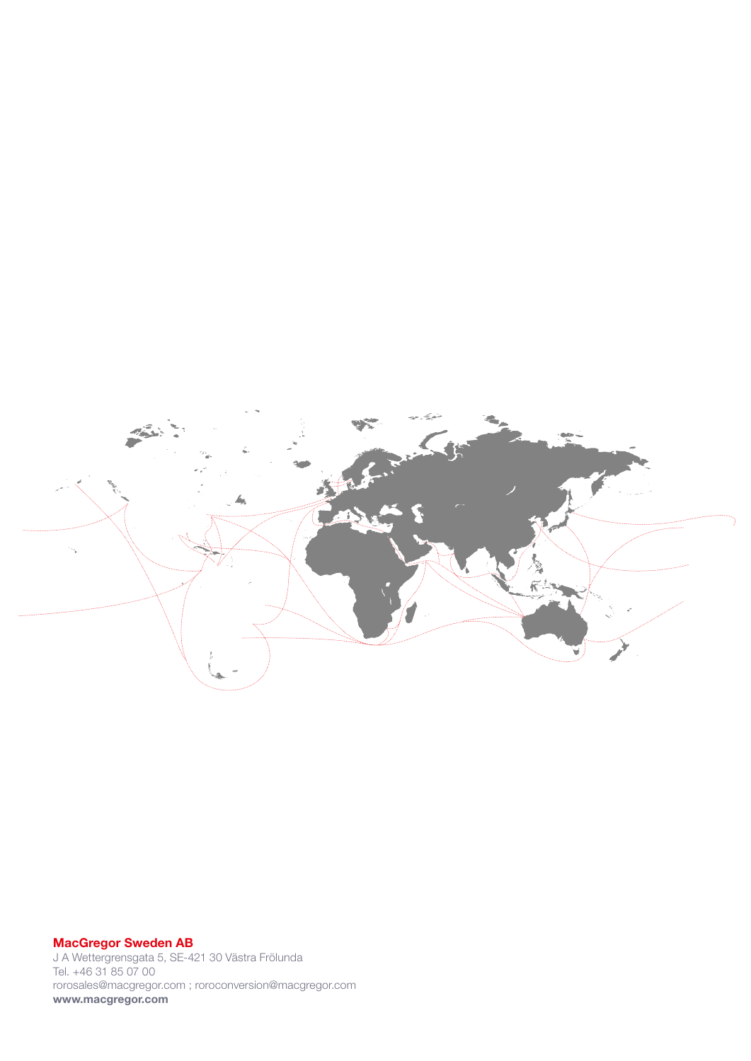**MacGregor Sweden AB**
J A Wettergrensgata 5, SE-421 30 Västra Frölunda
Tel. +46 31 85 07 00
rorosales@macgregor.com ; roroconversion@macgregor.com
**www.macgregor.com**